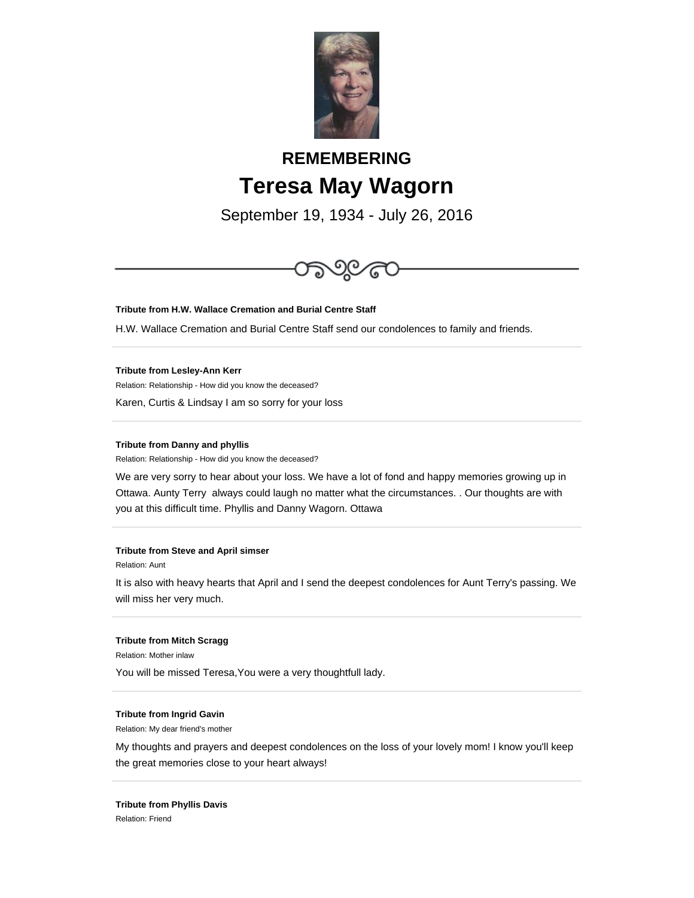## REMEMBERING

# Teresa May Wagorn

September 19, 1934 - July 26, 2016

---

**Tribute from H.W. Wallace Cremation and Burial Centre Staff**

H.W. Wallace Cremation and Burial Centre Staff send our condolences to family and friends.

---

**Tribute from Lesley-Ann Kerr**

Relation: Relationship - How did you know the deceased?

Karen, Curtis & Lindsay I am so sorry for your loss

---

**Tribute from Danny and phyllis**

Relation: Relationship - How did you know the deceased?

We are very sorry to hear about your loss. We have a lot of fond and happy memories growing up in Ottawa. Aunty Terry  always could laugh no matter what the circumstances. . Our thoughts are with you at this difficult time. Phyllis and Danny Wagorn. Ottawa

---

**Tribute from Steve and April simser**

Relation: Aunt

It is also with heavy hearts that April and I send the deepest condolences for Aunt Terry's passing. We will miss her very much.

---

**Tribute from Mitch Scragg**

Relation: Mother inlaw

You will be missed Teresa,You were a very thoughtfull lady.

---

**Tribute from Ingrid Gavin**

Relation: My dear friend's mother

My thoughts and prayers and deepest condolences on the loss of your lovely mom! I know you'll keep the great memories close to your heart always!

---

**Tribute from Phyllis Davis**

Relation: Friend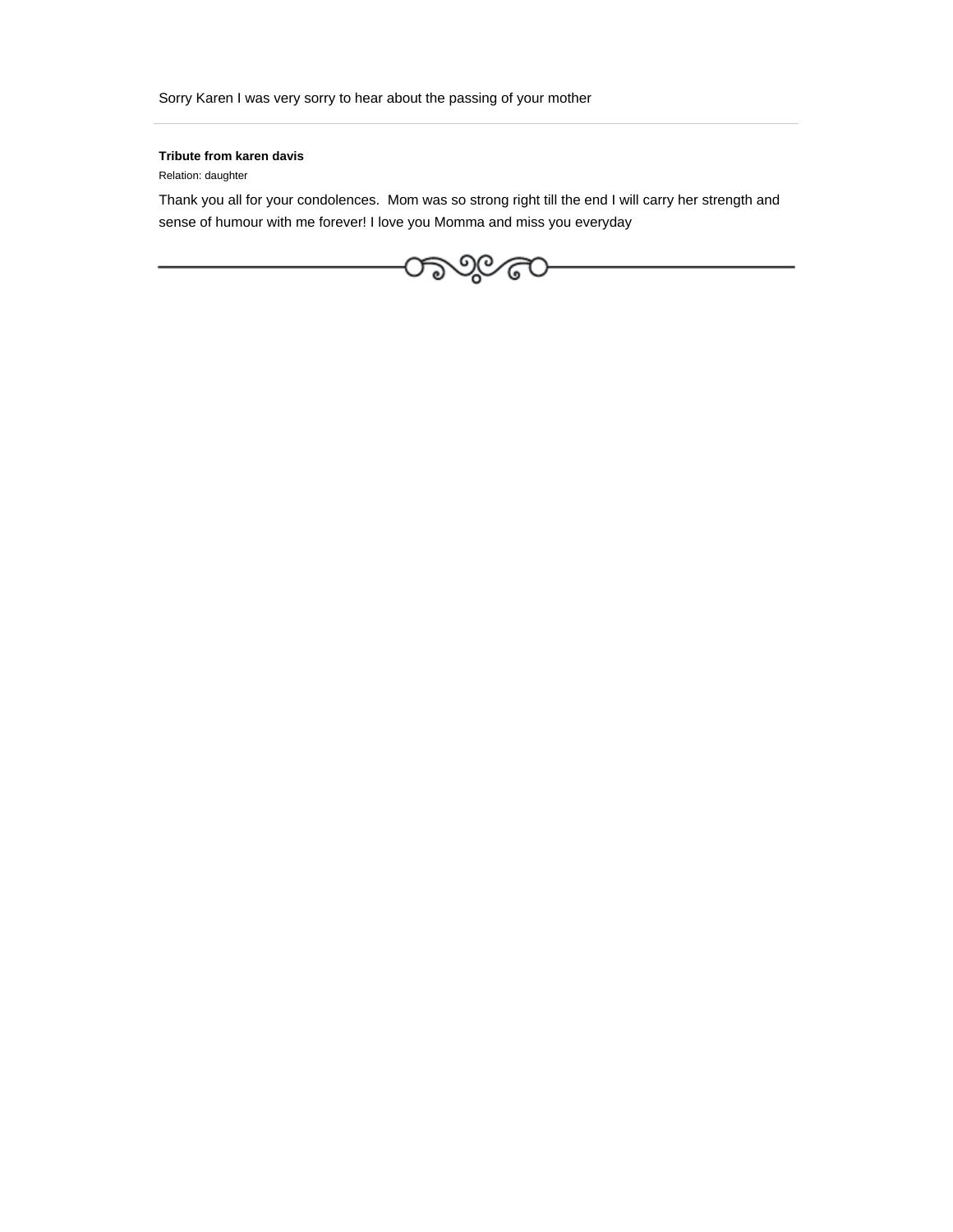Sorry Karen I was very sorry to hear about the passing of your mother

---

**Tribute from karen davis**

Relation: daughter

Thank you all for your condolences.  Mom was so strong right till the end I will carry her strength and sense of humour with me forever! I love you Momma and miss you everyday